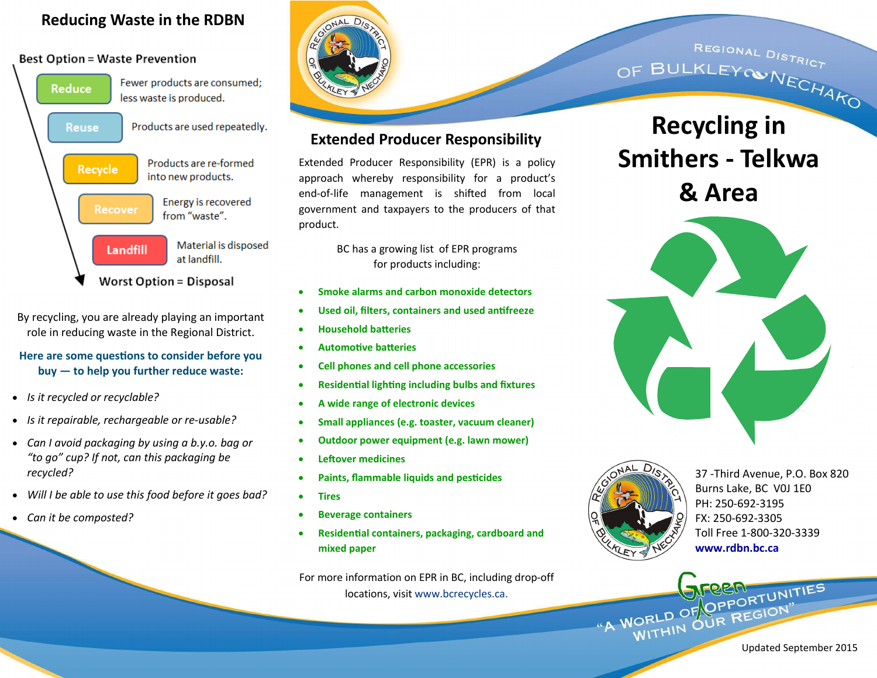## Reducing Waste in the RDBN

**Best Option = Waste Prevention**

- **Reduce** — Fewer products are consumed; less waste is produced.
- **Reuse** — Products are used repeatedly.
- **Recycle** — Products are re-formed into new products.
- **Recover** — Energy is recovered from "waste".
- **Landfill** — Material is disposed at landfill.

**Worst Option = Disposal**

By recycling, you are already playing an important role in reducing waste in the Regional District.

**Here are some questions to consider before you buy — to help you further reduce waste:**

- *Is it recycled or recyclable?*
- *Is it repairable, rechargeable or re-usable?*
- *Can I avoid packaging by using a b.y.o. bag or "to go" cup? If not, can this packaging be recycled?*
- *Will I be able to use this food before it goes bad?*
- *Can it be composted?*

## Extended Producer Responsibility

Extended Producer Responsibility (EPR) is a policy approach whereby responsibility for a product's end-of-life management is shifted from local government and taxpayers to the producers of that product.

BC has a growing list of EPR programs for products including:

- **Smoke alarms and carbon monoxide detectors**
- **Used oil, filters, containers and used antifreeze**
- **Household batteries**
- **Automotive batteries**
- **Cell phones and cell phone accessories**
- **Residential lighting including bulbs and fixtures**
- **A wide range of electronic devices**
- **Small appliances (e.g. toaster, vacuum cleaner)**
- **Outdoor power equipment (e.g. lawn mower)**
- **Leftover medicines**
- **Paints, flammable liquids and pesticides**
- **Tires**
- **Beverage containers**
- **Residential containers, packaging, cardboard and mixed paper**

For more information on EPR in BC, including drop-off locations, visit www.bcrecycles.ca.

Regional District of Bulkley Nechako

# Recycling in Smithers - Telkwa & Area

37 -Third Avenue, P.O. Box 820
Burns Lake, BC V0J 1E0
PH: 250-692-3195
FX: 250-692-3305
Toll Free 1-800-320-3339
**www.rdbn.bc.ca**

Green Opportunities — "A World of Opportunities Within Our Region"

Updated September 2015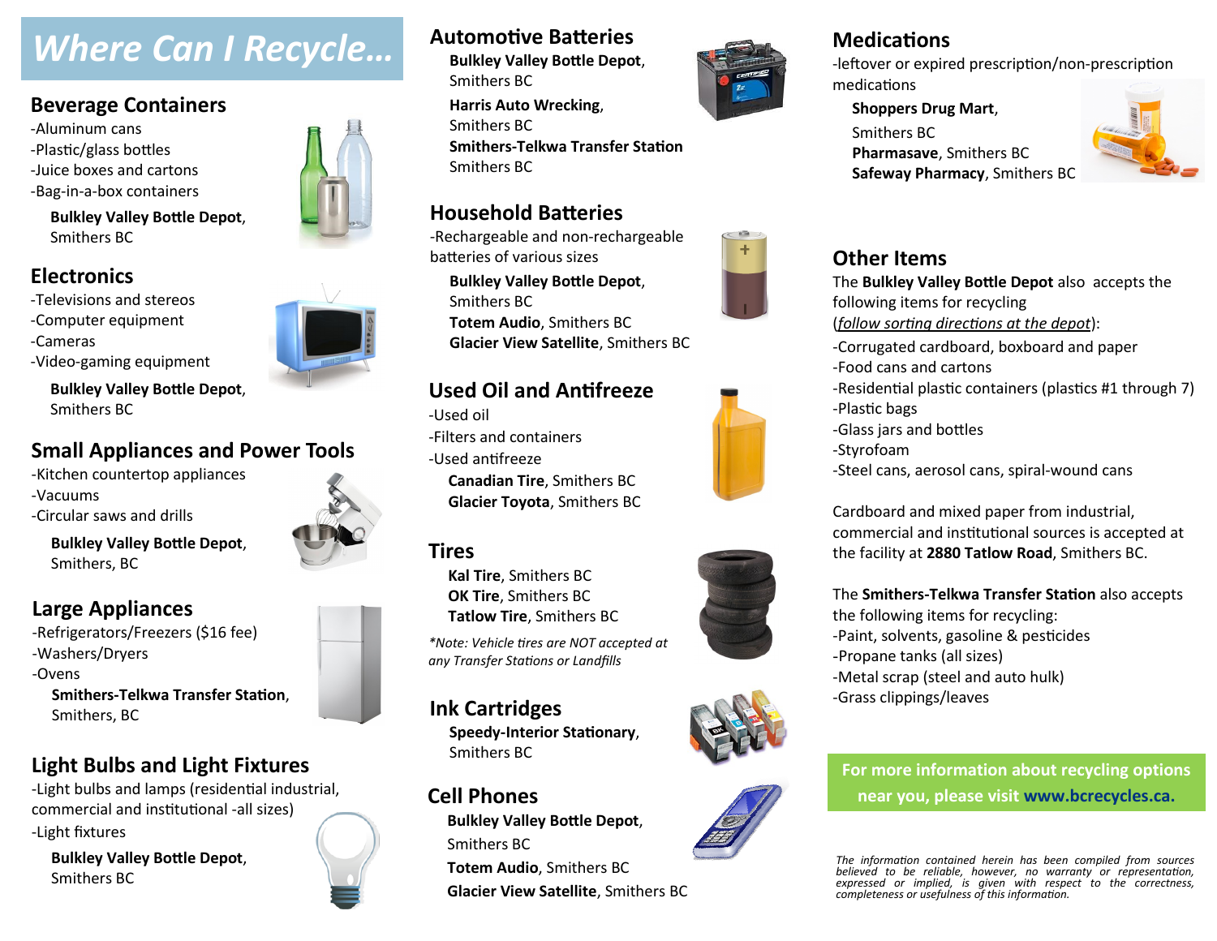# Where Can I Recycle…

## Beverage Containers

- Aluminum cans
- Plastic/glass bottles
- Juice boxes and cartons
- Bag-in-a-box containers

**Bulkley Valley Bottle Depot**, Smithers BC

## Electronics

- Televisions and stereos
- Computer equipment
- Cameras
- Video-gaming equipment

**Bulkley Valley Bottle Depot**, Smithers BC

## Small Appliances and Power Tools

- Kitchen countertop appliances
- Vacuums
- Circular saws and drills

**Bulkley Valley Bottle Depot**, Smithers, BC

## Large Appliances

- Refrigerators/Freezers ($16 fee)
- Washers/Dryers
- Ovens

**Smithers-Telkwa Transfer Station**, Smithers, BC

## Light Bulbs and Light Fixtures

- Light bulbs and lamps (residential industrial, commercial and institutional -all sizes)
- Light fixtures

**Bulkley Valley Bottle Depot**, Smithers BC

## Automotive Batteries

**Bulkley Valley Bottle Depot**, Smithers BC

**Harris Auto Wrecking**, Smithers BC

**Smithers-Telkwa Transfer Station** Smithers BC

## Household Batteries

- Rechargeable and non-rechargeable batteries of various sizes

**Bulkley Valley Bottle Depot**, Smithers BC
**Totem Audio**, Smithers BC
**Glacier View Satellite**, Smithers BC

## Used Oil and Antifreeze

- Used oil
- Filters and containers
- Used antifreeze

**Canadian Tire**, Smithers BC
**Glacier Toyota**, Smithers BC

## Tires

**Kal Tire**, Smithers BC
**OK Tire**, Smithers BC
**Tatlow Tire**, Smithers BC

*\*Note: Vehicle tires are NOT accepted at any Transfer Stations or Landfills*

## Ink Cartridges

**Speedy-Interior Stationary**, Smithers BC

## Cell Phones

**Bulkley Valley Bottle Depot**, Smithers BC
**Totem Audio**, Smithers BC
**Glacier View Satellite**, Smithers BC

## Medications

- leftover or expired prescription/non-prescription medications

**Shoppers Drug Mart**, Smithers BC
**Pharmasave**, Smithers BC
**Safeway Pharmacy**, Smithers BC

## Other Items

The **Bulkley Valley Bottle Depot** also accepts the following items for recycling (*follow sorting directions at the depot*):

- Corrugated cardboard, boxboard and paper
- Food cans and cartons
- Residential plastic containers (plastics #1 through 7)
- Plastic bags
- Glass jars and bottles
- Styrofoam
- Steel cans, aerosol cans, spiral-wound cans

Cardboard and mixed paper from industrial, commercial and institutional sources is accepted at the facility at **2880 Tatlow Road**, Smithers BC.

The **Smithers-Telkwa Transfer Station** also accepts the following items for recycling:

- Paint, solvents, gasoline & pesticides
- Propane tanks (all sizes)
- Metal scrap (steel and auto hulk)
- Grass clippings/leaves

**For more information about recycling options near you, please visit www.bcrecycles.ca.**

*The information contained herein has been compiled from sources believed to be reliable, however, no warranty or representation, expressed or implied, is given with respect to the correctness, completeness or usefulness of this information.*